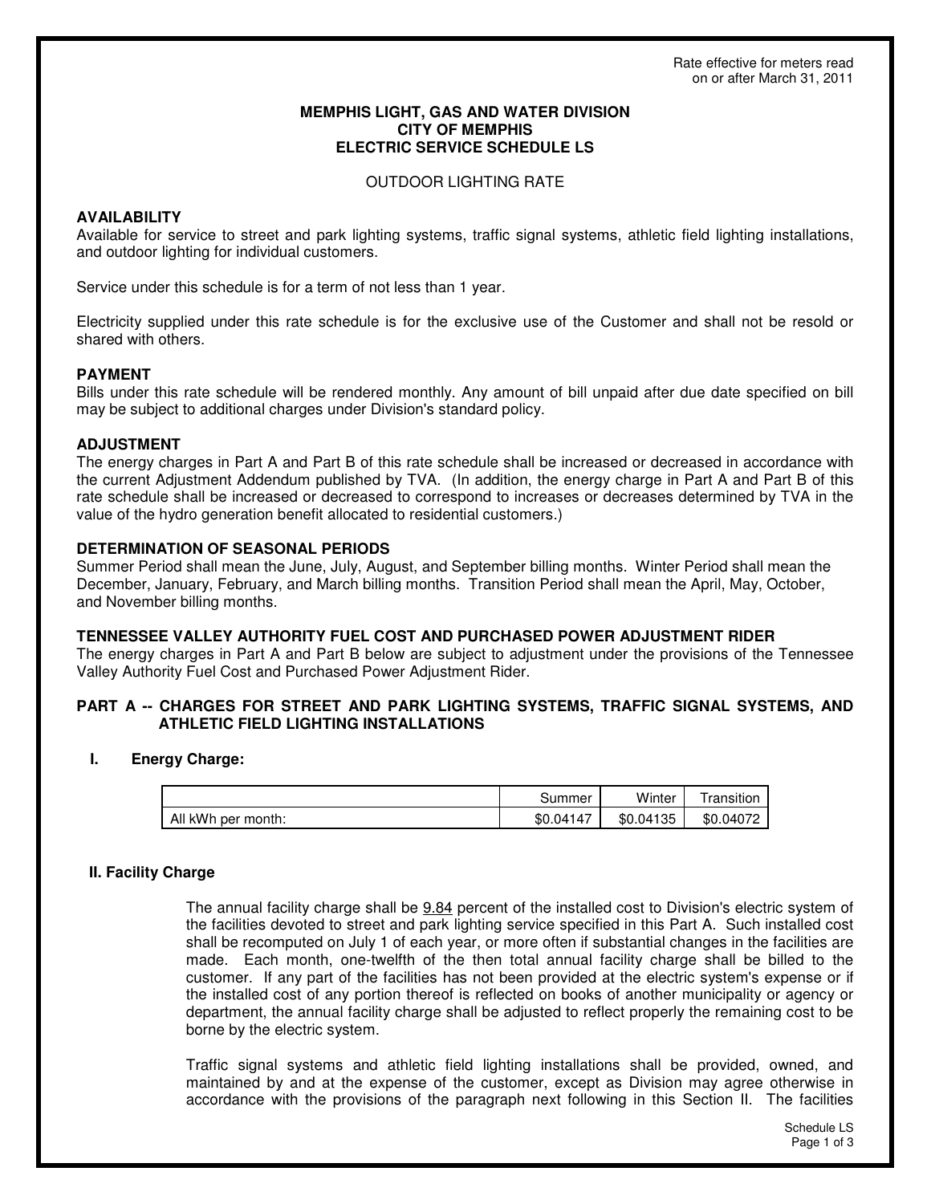Rate effective for meters read on or after March 31, 2011

# MEMPHIS LIGHT, GAS AND WATER DIVISION
# CITY OF MEMPHIS
# ELECTRIC SERVICE SCHEDULE LS

OUTDOOR LIGHTING RATE

## AVAILABILITY

Available for service to street and park lighting systems, traffic signal systems, athletic field lighting installations, and outdoor lighting for individual customers.

Service under this schedule is for a term of not less than 1 year.

Electricity supplied under this rate schedule is for the exclusive use of the Customer and shall not be resold or shared with others.

## PAYMENT

Bills under this rate schedule will be rendered monthly. Any amount of bill unpaid after due date specified on bill may be subject to additional charges under Division's standard policy.

## ADJUSTMENT

The energy charges in Part A and Part B of this rate schedule shall be increased or decreased in accordance with the current Adjustment Addendum published by TVA. (In addition, the energy charge in Part A and Part B of this rate schedule shall be increased or decreased to correspond to increases or decreases determined by TVA in the value of the hydro generation benefit allocated to residential customers.)

## DETERMINATION OF SEASONAL PERIODS

Summer Period shall mean the June, July, August, and September billing months. Winter Period shall mean the December, January, February, and March billing months. Transition Period shall mean the April, May, October, and November billing months.

## TENNESSEE VALLEY AUTHORITY FUEL COST AND PURCHASED POWER ADJUSTMENT RIDER

The energy charges in Part A and Part B below are subject to adjustment under the provisions of the Tennessee Valley Authority Fuel Cost and Purchased Power Adjustment Rider.

## PART A -- CHARGES FOR STREET AND PARK LIGHTING SYSTEMS, TRAFFIC SIGNAL SYSTEMS, AND ATHLETIC FIELD LIGHTING INSTALLATIONS

### I. Energy Charge:

| | Summer | Winter | Transition |
|---|---|---|---|
| All kWh per month: | $0.04147 | $0.04135 | $0.04072 |

### II. Facility Charge

The annual facility charge shall be <u>9.84</u> percent of the installed cost to Division's electric system of the facilities devoted to street and park lighting service specified in this Part A. Such installed cost shall be recomputed on July 1 of each year, or more often if substantial changes in the facilities are made. Each month, one-twelfth of the then total annual facility charge shall be billed to the customer. If any part of the facilities has not been provided at the electric system's expense or if the installed cost of any portion thereof is reflected on books of another municipality or agency or department, the annual facility charge shall be adjusted to reflect properly the remaining cost to be borne by the electric system.

Traffic signal systems and athletic field lighting installations shall be provided, owned, and maintained by and at the expense of the customer, except as Division may agree otherwise in accordance with the provisions of the paragraph next following in this Section II. The facilities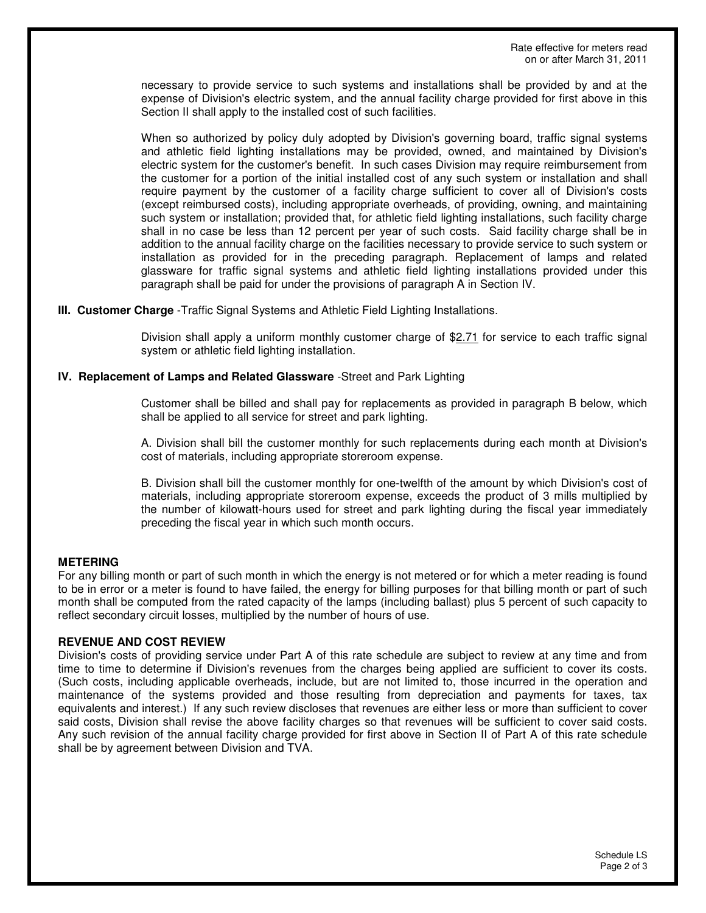Rate effective for meters read on or after March 31, 2011

necessary to provide service to such systems and installations shall be provided by and at the expense of Division's electric system, and the annual facility charge provided for first above in this Section II shall apply to the installed cost of such facilities.

When so authorized by policy duly adopted by Division's governing board, traffic signal systems and athletic field lighting installations may be provided, owned, and maintained by Division's electric system for the customer's benefit. In such cases Division may require reimbursement from the customer for a portion of the initial installed cost of any such system or installation and shall require payment by the customer of a facility charge sufficient to cover all of Division's costs (except reimbursed costs), including appropriate overheads, of providing, owning, and maintaining such system or installation; provided that, for athletic field lighting installations, such facility charge shall in no case be less than 12 percent per year of such costs. Said facility charge shall be in addition to the annual facility charge on the facilities necessary to provide service to such system or installation as provided for in the preceding paragraph. Replacement of lamps and related glassware for traffic signal systems and athletic field lighting installations provided under this paragraph shall be paid for under the provisions of paragraph A in Section IV.

**III. Customer Charge** -Traffic Signal Systems and Athletic Field Lighting Installations.

Division shall apply a uniform monthly customer charge of $2.71 for service to each traffic signal system or athletic field lighting installation.

**IV. Replacement of Lamps and Related Glassware** -Street and Park Lighting

Customer shall be billed and shall pay for replacements as provided in paragraph B below, which shall be applied to all service for street and park lighting.

A. Division shall bill the customer monthly for such replacements during each month at Division's cost of materials, including appropriate storeroom expense.

B. Division shall bill the customer monthly for one-twelfth of the amount by which Division's cost of materials, including appropriate storeroom expense, exceeds the product of 3 mills multiplied by the number of kilowatt-hours used for street and park lighting during the fiscal year immediately preceding the fiscal year in which such month occurs.

**METERING**

For any billing month or part of such month in which the energy is not metered or for which a meter reading is found to be in error or a meter is found to have failed, the energy for billing purposes for that billing month or part of such month shall be computed from the rated capacity of the lamps (including ballast) plus 5 percent of such capacity to reflect secondary circuit losses, multiplied by the number of hours of use.

**REVENUE AND COST REVIEW**

Division's costs of providing service under Part A of this rate schedule are subject to review at any time and from time to time to determine if Division's revenues from the charges being applied are sufficient to cover its costs. (Such costs, including applicable overheads, include, but are not limited to, those incurred in the operation and maintenance of the systems provided and those resulting from depreciation and payments for taxes, tax equivalents and interest.) If any such review discloses that revenues are either less or more than sufficient to cover said costs, Division shall revise the above facility charges so that revenues will be sufficient to cover said costs. Any such revision of the annual facility charge provided for first above in Section II of Part A of this rate schedule shall be by agreement between Division and TVA.

Schedule LS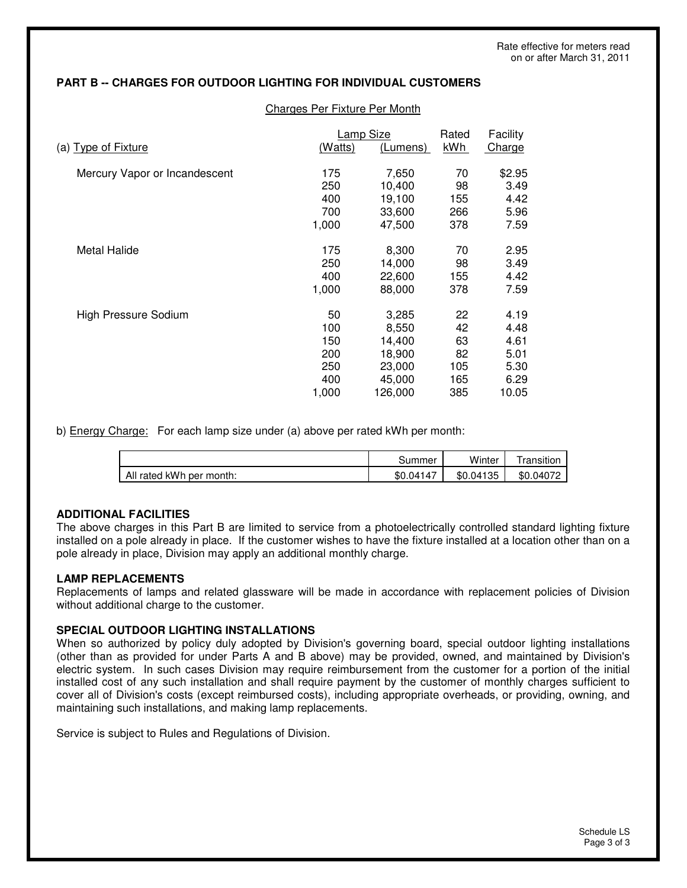Rate effective for meters read on or after March 31, 2011

## PART B -- CHARGES FOR OUTDOOR LIGHTING FOR INDIVIDUAL CUSTOMERS

Charges Per Fixture Per Month

| (a) Type of Fixture | Lamp Size (Watts) | Lamp Size (Lumens) | Rated kWh | Facility Charge |
|---|---|---|---|---|
| Mercury Vapor or Incandescent | 175 | 7,650 | 70 | $2.95 |
| | 250 | 10,400 | 98 | 3.49 |
| | 400 | 19,100 | 155 | 4.42 |
| | 700 | 33,600 | 266 | 5.96 |
| | 1,000 | 47,500 | 378 | 7.59 |
| Metal Halide | 175 | 8,300 | 70 | 2.95 |
| | 250 | 14,000 | 98 | 3.49 |
| | 400 | 22,600 | 155 | 4.42 |
| | 1,000 | 88,000 | 378 | 7.59 |
| High Pressure Sodium | 50 | 3,285 | 22 | 4.19 |
| | 100 | 8,550 | 42 | 4.48 |
| | 150 | 14,400 | 63 | 4.61 |
| | 200 | 18,900 | 82 | 5.01 |
| | 250 | 23,000 | 105 | 5.30 |
| | 400 | 45,000 | 165 | 6.29 |
| | 1,000 | 126,000 | 385 | 10.05 |

b) Energy Charge: For each lamp size under (a) above per rated kWh per month:

| | Summer | Winter | Transition |
|---|---|---|---|
| All rated kWh per month: | $0.04147 | $0.04135 | $0.04072 |

### ADDITIONAL FACILITIES

The above charges in this Part B are limited to service from a photoelectrically controlled standard lighting fixture installed on a pole already in place. If the customer wishes to have the fixture installed at a location other than on a pole already in place, Division may apply an additional monthly charge.

### LAMP REPLACEMENTS

Replacements of lamps and related glassware will be made in accordance with replacement policies of Division without additional charge to the customer.

### SPECIAL OUTDOOR LIGHTING INSTALLATIONS

When so authorized by policy duly adopted by Division's governing board, special outdoor lighting installations (other than as provided for under Parts A and B above) may be provided, owned, and maintained by Division's electric system. In such cases Division may require reimbursement from the customer for a portion of the initial installed cost of any such installation and shall require payment by the customer of monthly charges sufficient to cover all of Division's costs (except reimbursed costs), including appropriate overheads, or providing, owning, and maintaining such installations, and making lamp replacements.

Service is subject to Rules and Regulations of Division.

Schedule LS